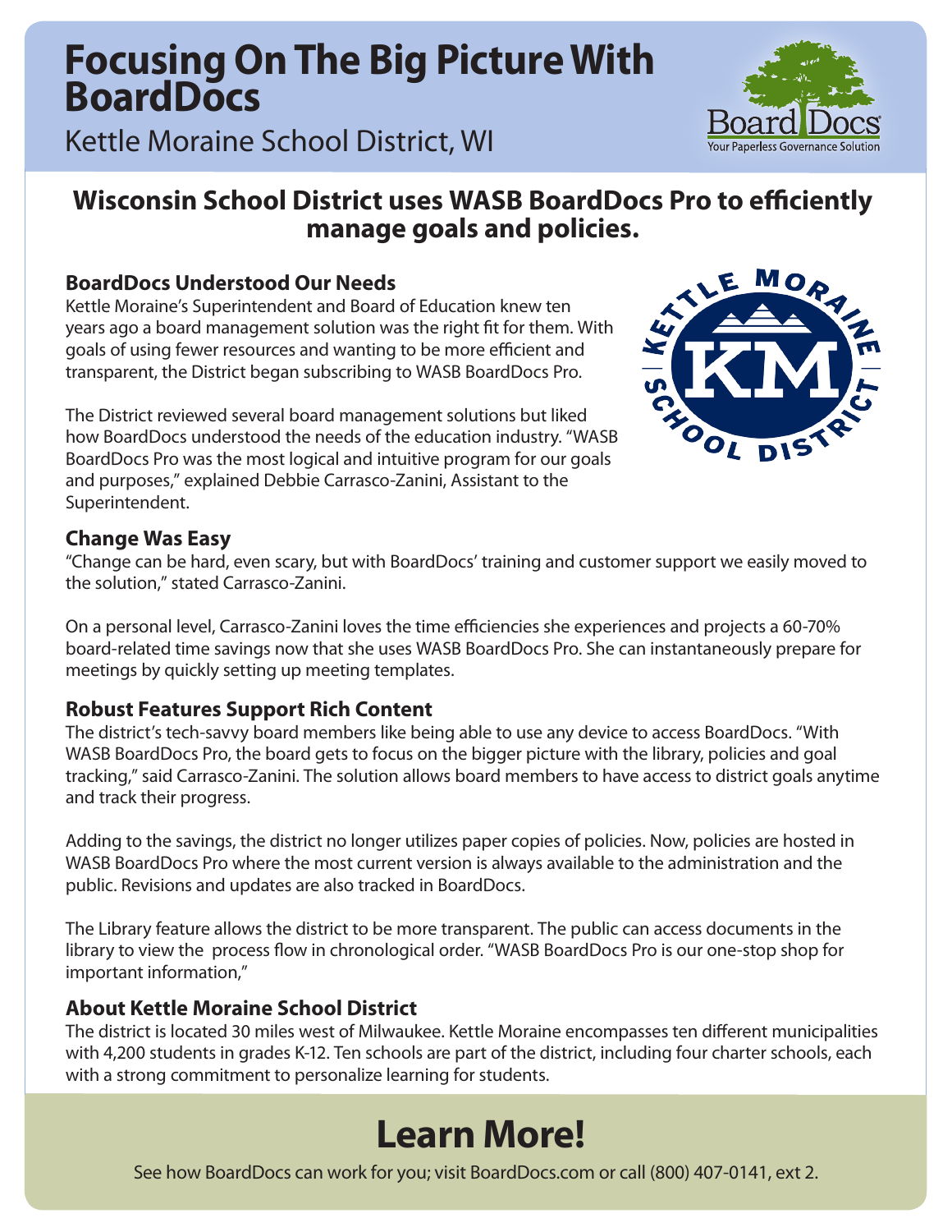# Focusing On The Big Picture With BoardDocs

Kettle Moraine School District, WI

## Wisconsin School District uses WASB BoardDocs Pro to efficiently manage goals and policies.

### BoardDocs Understood Our Needs

Kettle Moraine's Superintendent and Board of Education knew ten years ago a board management solution was the right fit for them. With goals of using fewer resources and wanting to be more efficient and transparent, the District began subscribing to WASB BoardDocs Pro.

The District reviewed several board management solutions but liked how BoardDocs understood the needs of the education industry. "WASB BoardDocs Pro was the most logical and intuitive program for our goals and purposes," explained Debbie Carrasco-Zanini, Assistant to the Superintendent.

### Change Was Easy

"Change can be hard, even scary, but with BoardDocs' training and customer support we easily moved to the solution," stated Carrasco-Zanini.

On a personal level, Carrasco-Zanini loves the time efficiencies she experiences and projects a 60-70% board-related time savings now that she uses WASB BoardDocs Pro. She can instantaneously prepare for meetings by quickly setting up meeting templates.

### Robust Features Support Rich Content

The district's tech-savvy board members like being able to use any device to access BoardDocs. "With WASB BoardDocs Pro, the board gets to focus on the bigger picture with the library, policies and goal tracking," said Carrasco-Zanini. The solution allows board members to have access to district goals anytime and track their progress.

Adding to the savings, the district no longer utilizes paper copies of policies. Now, policies are hosted in WASB BoardDocs Pro where the most current version is always available to the administration and the public. Revisions and updates are also tracked in BoardDocs.

The Library feature allows the district to be more transparent. The public can access documents in the library to view the process flow in chronological order. "WASB BoardDocs Pro is our one-stop shop for important information,"

### About Kettle Moraine School District

The district is located 30 miles west of Milwaukee. Kettle Moraine encompasses ten different municipalities with 4,200 students in grades K-12. Ten schools are part of the district, including four charter schools, each with a strong commitment to personalize learning for students.

## Learn More!

See how BoardDocs can work for you; visit BoardDocs.com or call (800) 407-0141, ext 2.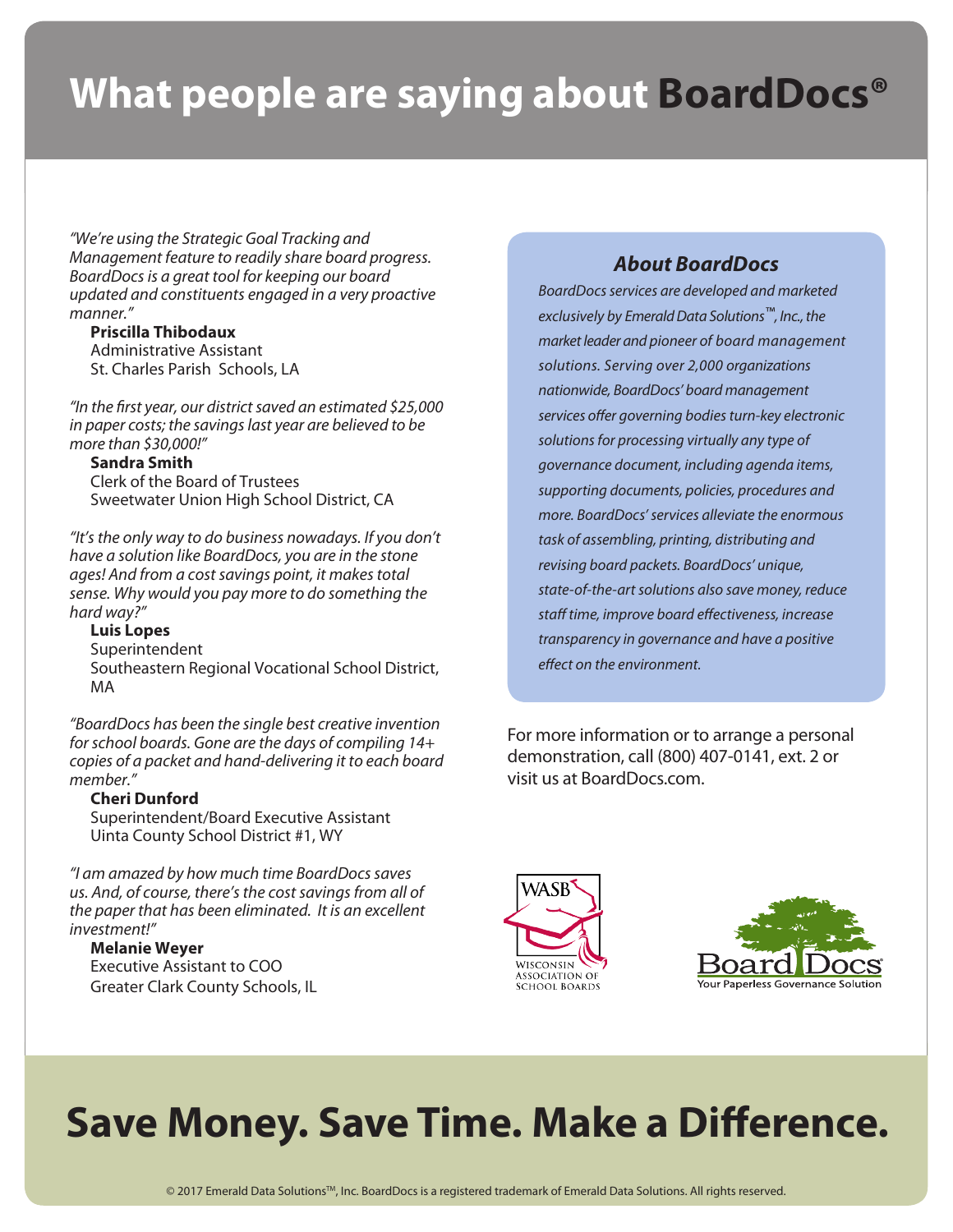# What people are saying about BoardDocs®

*"We're using the Strategic Goal Tracking and Management feature to readily share board progress. BoardDocs is a great tool for keeping our board updated and constituents engaged in a very proactive manner."*

**Priscilla Thibodaux**
Administrative Assistant
St. Charles Parish Schools, LA

*"In the first year, our district saved an estimated $25,000 in paper costs; the savings last year are believed to be more than $30,000!"*

**Sandra Smith**
Clerk of the Board of Trustees
Sweetwater Union High School District, CA

*"It's the only way to do business nowadays. If you don't have a solution like BoardDocs, you are in the stone ages! And from a cost savings point, it makes total sense. Why would you pay more to do something the hard way?"*

**Luis Lopes**
Superintendent
Southeastern Regional Vocational School District, MA

*"BoardDocs has been the single best creative invention for school boards. Gone are the days of compiling 14+ copies of a packet and hand-delivering it to each board member."*

**Cheri Dunford**
Superintendent/Board Executive Assistant
Uinta County School District #1, WY

*"I am amazed by how much time BoardDocs saves us. And, of course, there's the cost savings from all of the paper that has been eliminated. It is an excellent investment!"*

**Melanie Weyer**
Executive Assistant to COO
Greater Clark County Schools, IL

## About BoardDocs

*BoardDocs services are developed and marketed exclusively by Emerald Data Solutions™, Inc., the market leader and pioneer of board management solutions. Serving over 2,000 organizations nationwide, BoardDocs' board management services offer governing bodies turn-key electronic solutions for processing virtually any type of governance document, including agenda items, supporting documents, policies, procedures and more. BoardDocs' services alleviate the enormous task of assembling, printing, distributing and revising board packets. BoardDocs' unique, state-of-the-art solutions also save money, reduce staff time, improve board effectiveness, increase transparency in governance and have a positive effect on the environment.*

For more information or to arrange a personal demonstration, call (800) 407-0141, ext. 2 or visit us at BoardDocs.com.

WASB
Wisconsin Association of School Boards

BoardDocs®
Your Paperless Governance Solution

# Save Money. Save Time. Make a Difference.

© 2017 Emerald Data Solutions™, Inc. BoardDocs is a registered trademark of Emerald Data Solutions. All rights reserved.